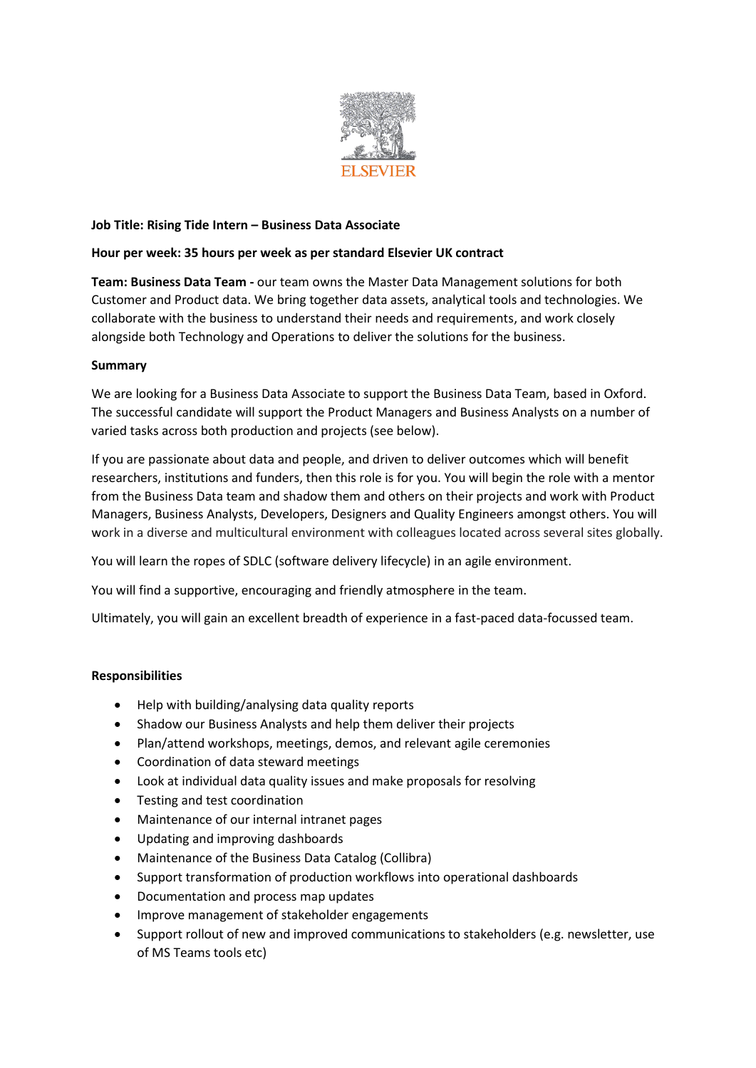ELSEVIER

**Job Title: Rising Tide Intern – Business Data Associate**

**Hour per week: 35 hours per week as per standard Elsevier UK contract**

**Team: Business Data Team -** our team owns the Master Data Management solutions for both Customer and Product data. We bring together data assets, analytical tools and technologies. We collaborate with the business to understand their needs and requirements, and work closely alongside both Technology and Operations to deliver the solutions for the business.

**Summary**

We are looking for a Business Data Associate to support the Business Data Team, based in Oxford. The successful candidate will support the Product Managers and Business Analysts on a number of varied tasks across both production and projects (see below).

If you are passionate about data and people, and driven to deliver outcomes which will benefit researchers, institutions and funders, then this role is for you. You will begin the role with a mentor from the Business Data team and shadow them and others on their projects and work with Product Managers, Business Analysts, Developers, Designers and Quality Engineers amongst others. You will work in a diverse and multicultural environment with colleagues located across several sites globally.

You will learn the ropes of SDLC (software delivery lifecycle) in an agile environment.

You will find a supportive, encouraging and friendly atmosphere in the team.

Ultimately, you will gain an excellent breadth of experience in a fast-paced data-focussed team.

**Responsibilities**

- Help with building/analysing data quality reports
- Shadow our Business Analysts and help them deliver their projects
- Plan/attend workshops, meetings, demos, and relevant agile ceremonies
- Coordination of data steward meetings
- Look at individual data quality issues and make proposals for resolving
- Testing and test coordination
- Maintenance of our internal intranet pages
- Updating and improving dashboards
- Maintenance of the Business Data Catalog (Collibra)
- Support transformation of production workflows into operational dashboards
- Documentation and process map updates
- Improve management of stakeholder engagements
- Support rollout of new and improved communications to stakeholders (e.g. newsletter, use of MS Teams tools etc)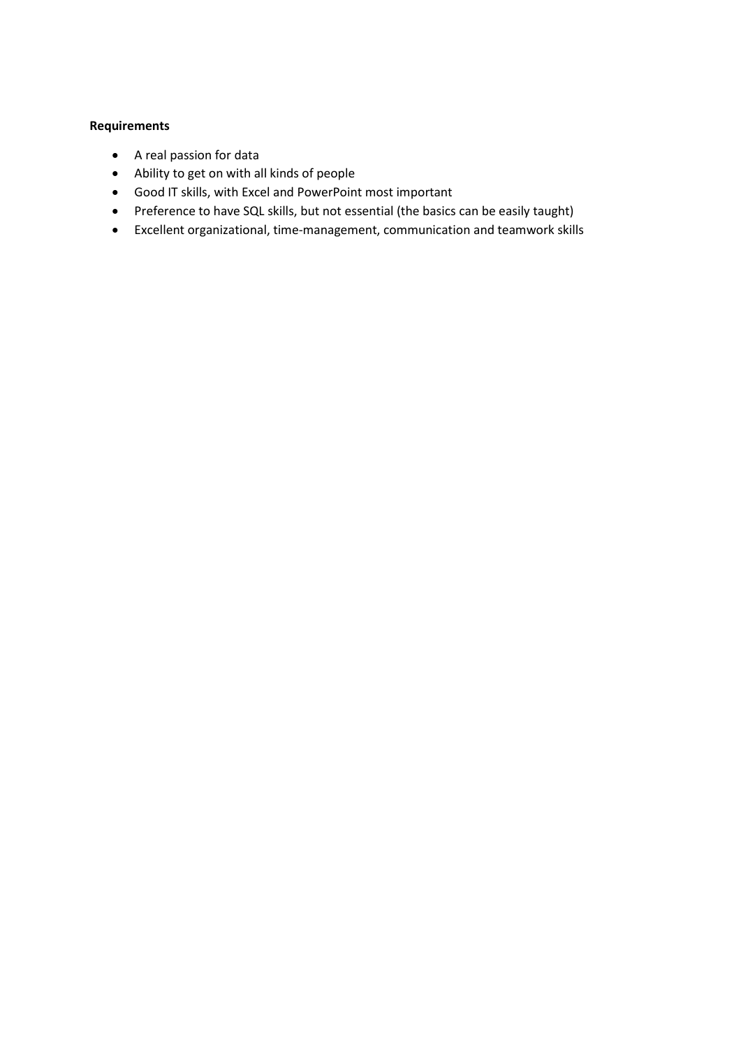**Requirements**

- A real passion for data
- Ability to get on with all kinds of people
- Good IT skills, with Excel and PowerPoint most important
- Preference to have SQL skills, but not essential (the basics can be easily taught)
- Excellent organizational, time-management, communication and teamwork skills